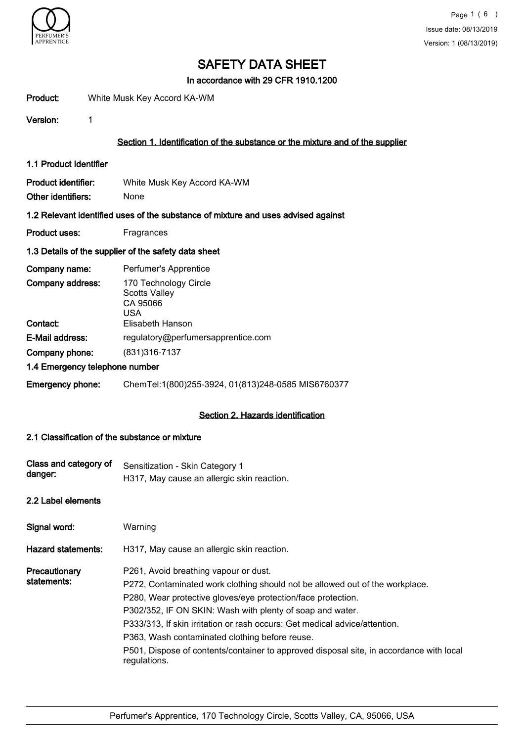# SAFETY DATA SHEET

**In accordance with 29 CFR 1910.1200**

**Product:** White Musk Key Accord KA-WM

**Version:** 1

## Section 1. Identification of the substance or the mixture and of the supplier

### 1.1 Product Identifier

**Product identifier:** White Musk Key Accord KA-WM

**Other identifiers:** None

### 1.2 Relevant identified uses of the substance of mixture and uses advised against

**Product uses:** Fragrances

### 1.3 Details of the supplier of the safety data sheet

**Company name:** Perfumer's Apprentice

**Company address:** 170 Technology Circle
Scotts Valley
CA 95066
USA

**Contact:** Elisabeth Hanson

**E-Mail address:** regulatory@perfumersapprentice.com

**Company phone:** (831)316-7137

### 1.4 Emergency telephone number

**Emergency phone:** ChemTel:1(800)255-3924, 01(813)248-0585 MIS6760377

## Section 2. Hazards identification

### 2.1 Classification of the substance or mixture

**Class and category of danger:** Sensitization - Skin Category 1
H317, May cause an allergic skin reaction.

### 2.2 Label elements

**Signal word:** Warning

**Hazard statements:** H317, May cause an allergic skin reaction.

**Precautionary statements:**

P261, Avoid breathing vapour or dust.

P272, Contaminated work clothing should not be allowed out of the workplace.

P280, Wear protective gloves/eye protection/face protection.

P302/352, IF ON SKIN: Wash with plenty of soap and water.

P333/313, If skin irritation or rash occurs: Get medical advice/attention.

P363, Wash contaminated clothing before reuse.

P501, Dispose of contents/container to approved disposal site, in accordance with local regulations.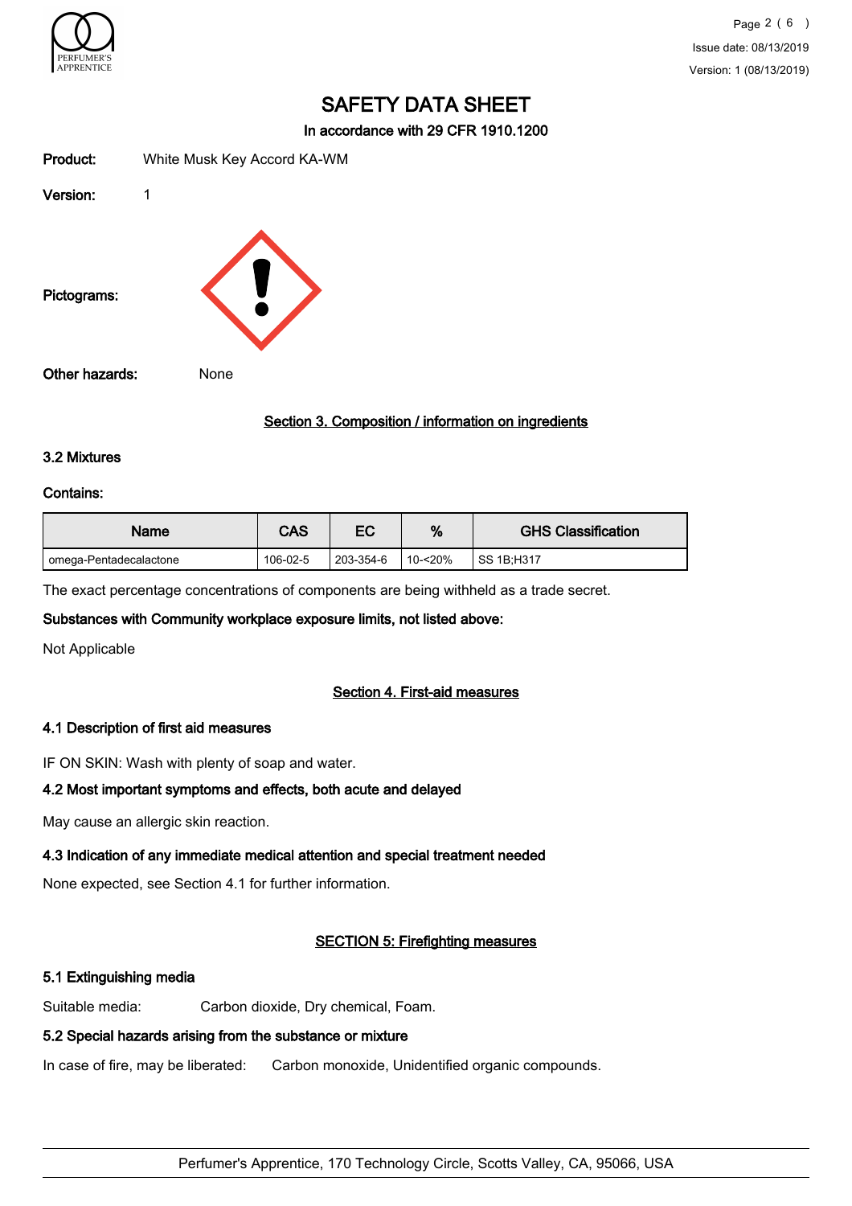# SAFETY DATA SHEET

**In accordance with 29 CFR 1910.1200**

**Product:** White Musk Key Accord KA-WM

**Version:** 1

**Pictograms:**

**Other hazards:** None

## Section 3. Composition / information on ingredients

### 3.2 Mixtures

**Contains:**

| Name | CAS | EC | % | GHS Classification |
|---|---|---|---|---|
| omega-Pentadecalactone | 106-02-5 | 203-354-6 | 10-<20% | SS 1B;H317 |

The exact percentage concentrations of components are being withheld as a trade secret.

**Substances with Community workplace exposure limits, not listed above:**

Not Applicable

## Section 4. First-aid measures

### 4.1 Description of first aid measures

IF ON SKIN: Wash with plenty of soap and water.

### 4.2 Most important symptoms and effects, both acute and delayed

May cause an allergic skin reaction.

### 4.3 Indication of any immediate medical attention and special treatment needed

None expected, see Section 4.1 for further information.

## SECTION 5: Firefighting measures

### 5.1 Extinguishing media

Suitable media: Carbon dioxide, Dry chemical, Foam.

### 5.2 Special hazards arising from the substance or mixture

In case of fire, may be liberated: Carbon monoxide, Unidentified organic compounds.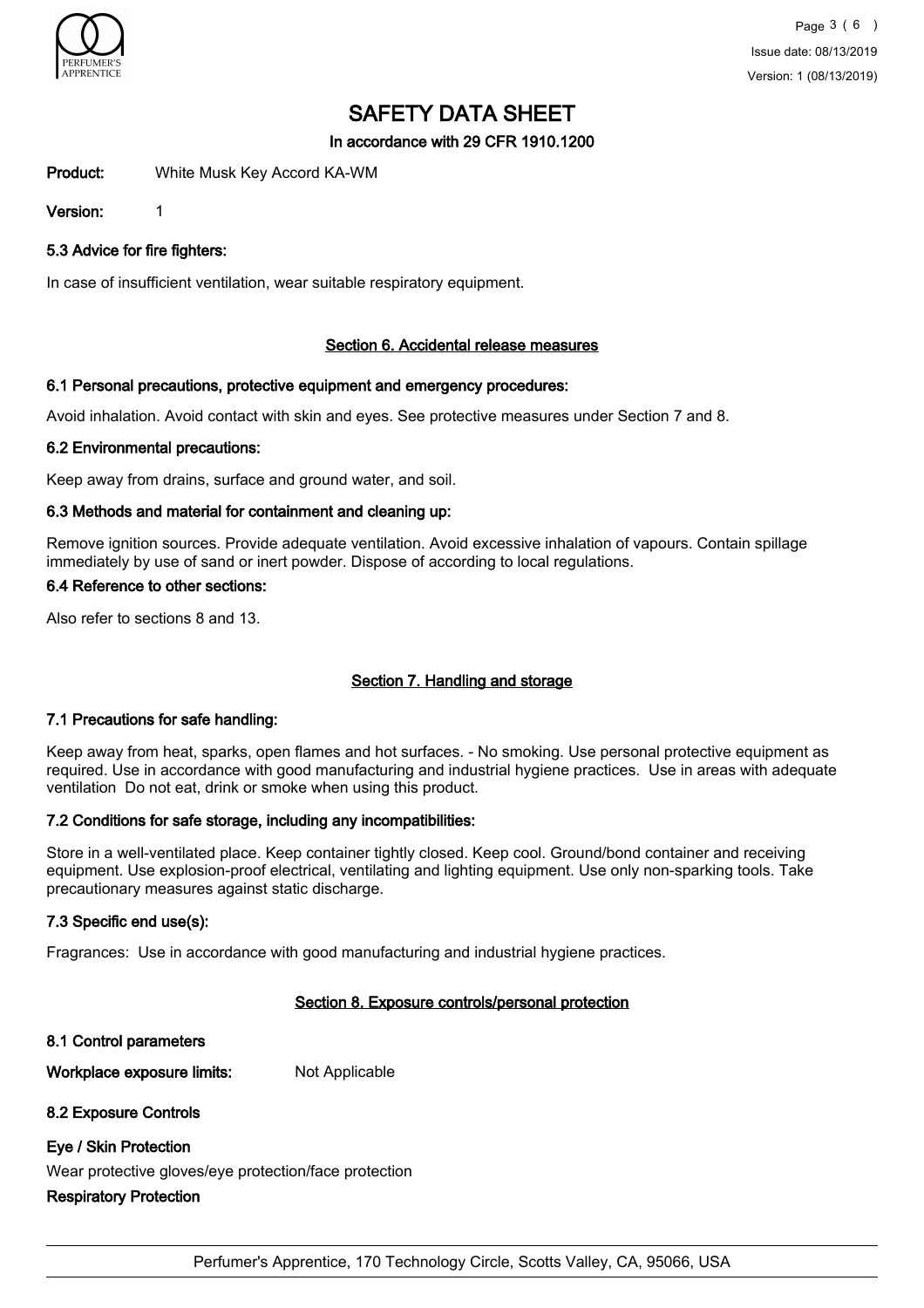# SAFETY DATA SHEET

**In accordance with 29 CFR 1910.1200**

**Product:** White Musk Key Accord KA-WM

**Version:** 1

### 5.3 Advice for fire fighters:

In case of insufficient ventilation, wear suitable respiratory equipment.

## Section 6. Accidental release measures

### 6.1 Personal precautions, protective equipment and emergency procedures:

Avoid inhalation. Avoid contact with skin and eyes. See protective measures under Section 7 and 8.

### 6.2 Environmental precautions:

Keep away from drains, surface and ground water, and soil.

### 6.3 Methods and material for containment and cleaning up:

Remove ignition sources. Provide adequate ventilation. Avoid excessive inhalation of vapours. Contain spillage immediately by use of sand or inert powder. Dispose of according to local regulations.

### 6.4 Reference to other sections:

Also refer to sections 8 and 13.

## Section 7. Handling and storage

### 7.1 Precautions for safe handling:

Keep away from heat, sparks, open flames and hot surfaces. - No smoking. Use personal protective equipment as required. Use in accordance with good manufacturing and industrial hygiene practices. Use in areas with adequate ventilation Do not eat, drink or smoke when using this product.

### 7.2 Conditions for safe storage, including any incompatibilities:

Store in a well-ventilated place. Keep container tightly closed. Keep cool. Ground/bond container and receiving equipment. Use explosion-proof electrical, ventilating and lighting equipment. Use only non-sparking tools. Take precautionary measures against static discharge.

### 7.3 Specific end use(s):

Fragrances: Use in accordance with good manufacturing and industrial hygiene practices.

## Section 8. Exposure controls/personal protection

### 8.1 Control parameters

**Workplace exposure limits:** Not Applicable

### 8.2 Exposure Controls

**Eye / Skin Protection**

Wear protective gloves/eye protection/face protection

**Respiratory Protection**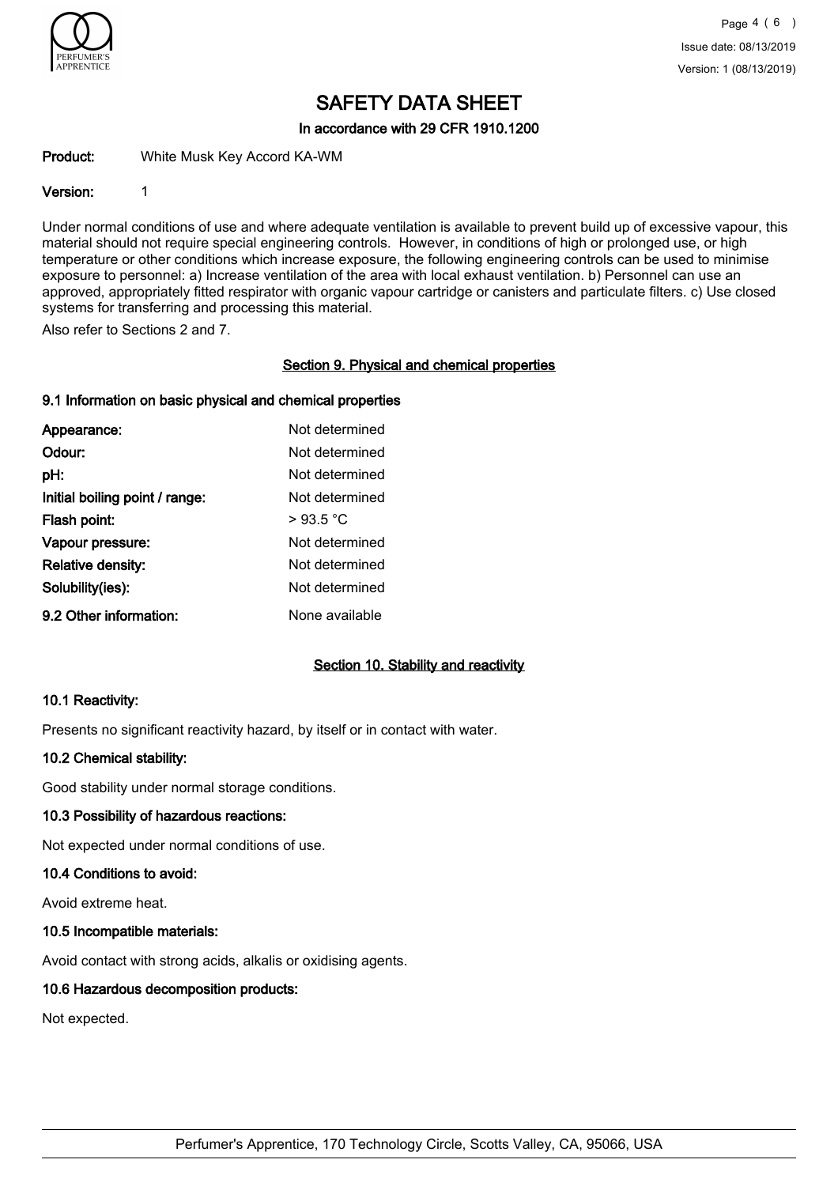# SAFETY DATA SHEET

In accordance with 29 CFR 1910.1200

**Product:** White Musk Key Accord KA-WM

**Version:** 1

Under normal conditions of use and where adequate ventilation is available to prevent build up of excessive vapour, this material should not require special engineering controls. However, in conditions of high or prolonged use, or high temperature or other conditions which increase exposure, the following engineering controls can be used to minimise exposure to personnel: a) Increase ventilation of the area with local exhaust ventilation. b) Personnel can use an approved, appropriately fitted respirator with organic vapour cartridge or canisters and particulate filters. c) Use closed systems for transferring and processing this material.

Also refer to Sections 2 and 7.

## Section 9. Physical and chemical properties

### 9.1 Information on basic physical and chemical properties

| | |
|---|---|
| **Appearance:** | Not determined |
| **Odour:** | Not determined |
| **pH:** | Not determined |
| **Initial boiling point / range:** | Not determined |
| **Flash point:** | > 93.5 °C |
| **Vapour pressure:** | Not determined |
| **Relative density:** | Not determined |
| **Solubility(ies):** | Not determined |
| **9.2 Other information:** | None available |

## Section 10. Stability and reactivity

### 10.1 Reactivity:

Presents no significant reactivity hazard, by itself or in contact with water.

### 10.2 Chemical stability:

Good stability under normal storage conditions.

### 10.3 Possibility of hazardous reactions:

Not expected under normal conditions of use.

### 10.4 Conditions to avoid:

Avoid extreme heat.

### 10.5 Incompatible materials:

Avoid contact with strong acids, alkalis or oxidising agents.

### 10.6 Hazardous decomposition products:

Not expected.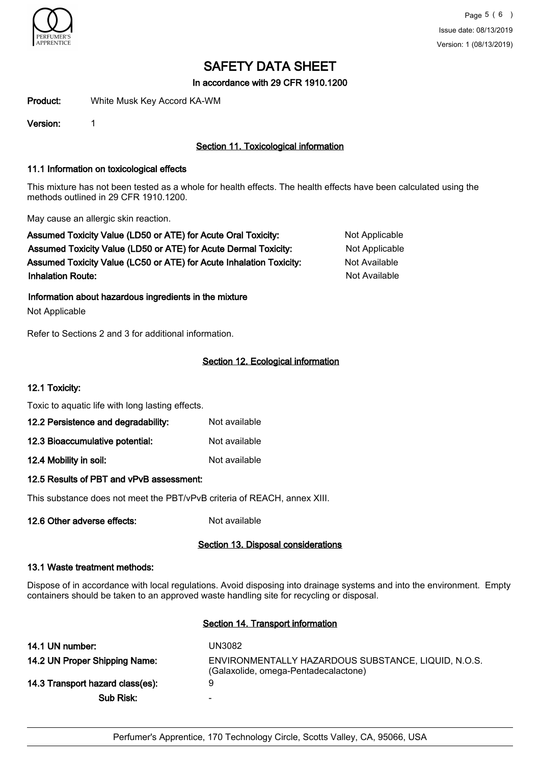# SAFETY DATA SHEET

In accordance with 29 CFR 1910.1200

**Product:** White Musk Key Accord KA-WM

**Version:** 1

## Section 11. Toxicological information

### 11.1 Information on toxicological effects

This mixture has not been tested as a whole for health effects. The health effects have been calculated using the methods outlined in 29 CFR 1910.1200.

May cause an allergic skin reaction.

| | |
|---|---|
| **Assumed Toxicity Value (LD50 or ATE) for Acute Oral Toxicity:** | Not Applicable |
| **Assumed Toxicity Value (LD50 or ATE) for Acute Dermal Toxicity:** | Not Applicable |
| **Assumed Toxicity Value (LC50 or ATE) for Acute Inhalation Toxicity:** | Not Available |
| **Inhalation Route:** | Not Available |

**Information about hazardous ingredients in the mixture**

Not Applicable

Refer to Sections 2 and 3 for additional information.

## Section 12. Ecological information

### 12.1 Toxicity:

Toxic to aquatic life with long lasting effects.

**12.2 Persistence and degradability:** Not available

**12.3 Bioaccumulative potential:** Not available

**12.4 Mobility in soil:** Not available

**12.5 Results of PBT and vPvB assessment:**

This substance does not meet the PBT/vPvB criteria of REACH, annex XIII.

**12.6 Other adverse effects:** Not available

## Section 13. Disposal considerations

### 13.1 Waste treatment methods:

Dispose of in accordance with local regulations. Avoid disposing into drainage systems and into the environment. Empty containers should be taken to an approved waste handling site for recycling or disposal.

## Section 14. Transport information

| | |
|---|---|
| **14.1 UN number:** | UN3082 |
| **14.2 UN Proper Shipping Name:** | ENVIRONMENTALLY HAZARDOUS SUBSTANCE, LIQUID, N.O.S. (Galaxolide, omega-Pentadecalactone) |
| **14.3 Transport hazard class(es):** | 9 |
| **Sub Risk:** | - |

Perfumer's Apprentice, 170 Technology Circle, Scotts Valley, CA, 95066, USA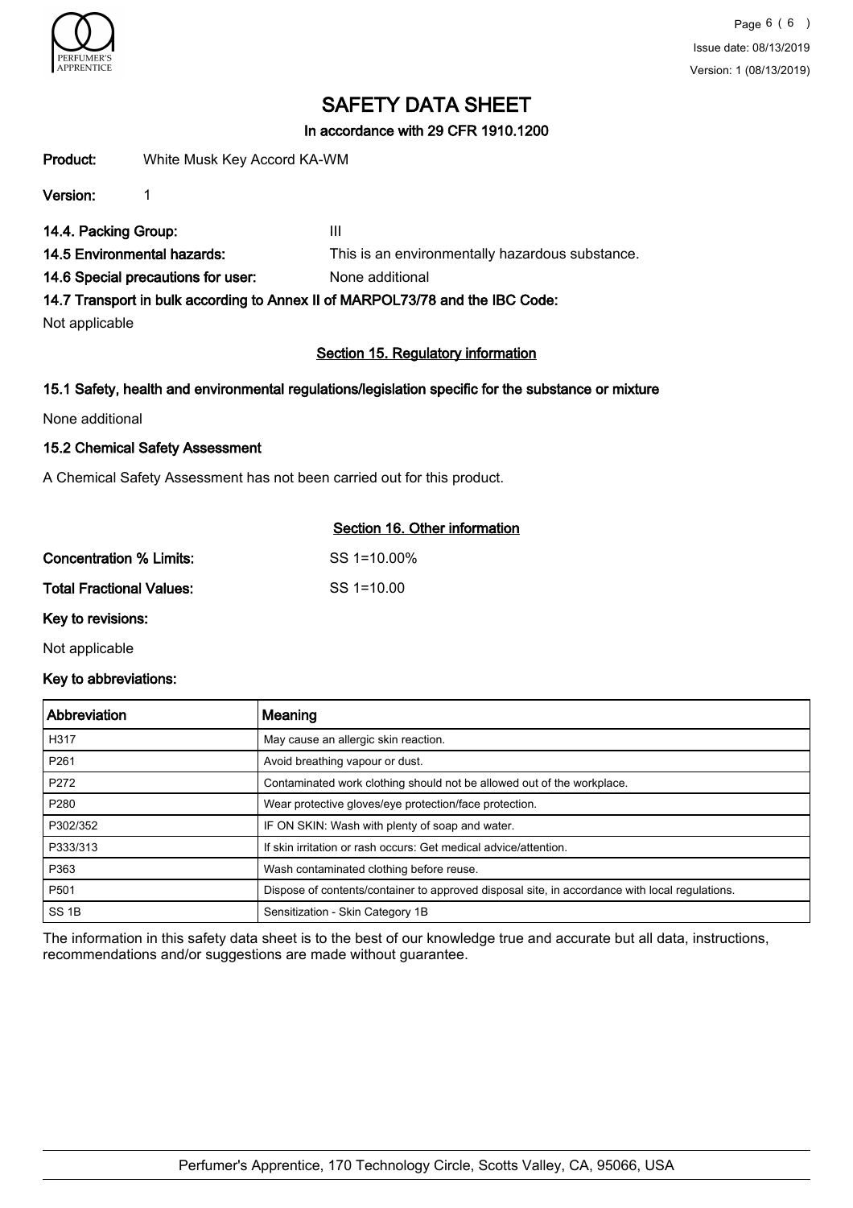# SAFETY DATA SHEET

In accordance with 29 CFR 1910.1200

**Product:** White Musk Key Accord KA-WM

**Version:** 1

**14.4. Packing Group:** III

**14.5 Environmental hazards:** This is an environmentally hazardous substance.

**14.6 Special precautions for user:** None additional

**14.7 Transport in bulk according to Annex II of MARPOL73/78 and the IBC Code:**

Not applicable

## Section 15. Regulatory information

### 15.1 Safety, health and environmental regulations/legislation specific for the substance or mixture

None additional

### 15.2 Chemical Safety Assessment

A Chemical Safety Assessment has not been carried out for this product.

## Section 16. Other information

**Concentration % Limits:** SS 1=10.00%

**Total Fractional Values:** SS 1=10.00

**Key to revisions:**

Not applicable

**Key to abbreviations:**

| Abbreviation | Meaning |
| --- | --- |
| H317 | May cause an allergic skin reaction. |
| P261 | Avoid breathing vapour or dust. |
| P272 | Contaminated work clothing should not be allowed out of the workplace. |
| P280 | Wear protective gloves/eye protection/face protection. |
| P302/352 | IF ON SKIN: Wash with plenty of soap and water. |
| P333/313 | If skin irritation or rash occurs: Get medical advice/attention. |
| P363 | Wash contaminated clothing before reuse. |
| P501 | Dispose of contents/container to approved disposal site, in accordance with local regulations. |
| SS 1B | Sensitization - Skin Category 1B |

The information in this safety data sheet is to the best of our knowledge true and accurate but all data, instructions, recommendations and/or suggestions are made without guarantee.